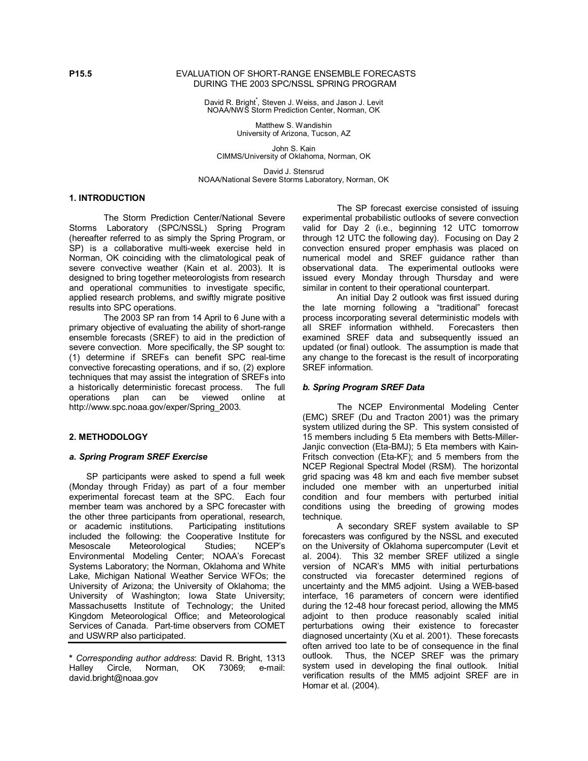P15.5

# EVALUATION OF SHORT-RANGE ENSEMBLE FORECASTS DURING THE 2003 SPC/NSSL SPRING PROGRAM

David R. Bright*, Steven J. Weiss, and Jason J. Levit
NOAA/NWS Storm Prediction Center, Norman, OK

Matthew S. Wandishin
University of Arizona, Tucson, AZ

John S. Kain
CIMMS/University of Oklahoma, Norman, OK

David J. Stensrud
NOAA/National Severe Storms Laboratory, Norman, OK

## 1. INTRODUCTION

The Storm Prediction Center/National Severe Storms Laboratory (SPC/NSSL) Spring Program (hereafter referred to as simply the Spring Program, or SP) is a collaborative multi-week exercise held in Norman, OK coinciding with the climatological peak of severe convective weather (Kain et al. 2003). It is designed to bring together meteorologists from research and operational communities to investigate specific, applied research problems, and swiftly migrate positive results into SPC operations.

The 2003 SP ran from 14 April to 6 June with a primary objective of evaluating the ability of short-range ensemble forecasts (SREF) to aid in the prediction of severe convection. More specifically, the SP sought to: (1) determine if SREFs can benefit SPC real-time convective forecasting operations, and if so, (2) explore techniques that may assist the integration of SREFs into a historically deterministic forecast process. The full operations plan can be viewed online at http://www.spc.noaa.gov/exper/Spring_2003.

## 2. METHODOLOGY

### *a. Spring Program SREF Exercise*

SP participants were asked to spend a full week (Monday through Friday) as part of a four member experimental forecast team at the SPC. Each four member team was anchored by a SPC forecaster with the other three participants from operational, research, or academic institutions. Participating institutions included the following: the Cooperative Institute for Mesoscale Meteorological Studies; NCEP's Environmental Modeling Center; NOAA's Forecast Systems Laboratory; the Norman, Oklahoma and White Lake, Michigan National Weather Service WFOs; the University of Arizona; the University of Oklahoma; the University of Washington; Iowa State University; Massachusetts Institute of Technology; the United Kingdom Meteorological Office; and Meteorological Services of Canada. Part-time observers from COMET and USWRP also participated.

The SP forecast exercise consisted of issuing experimental probabilistic outlooks of severe convection valid for Day 2 (i.e., beginning 12 UTC tomorrow through 12 UTC the following day). Focusing on Day 2 convection ensured proper emphasis was placed on numerical model and SREF guidance rather than observational data. The experimental outlooks were issued every Monday through Thursday and were similar in content to their operational counterpart.

An initial Day 2 outlook was first issued during the late morning following a "traditional" forecast process incorporating several deterministic models with all SREF information withheld. Forecasters then examined SREF data and subsequently issued an updated (or final) outlook. The assumption is made that any change to the forecast is the result of incorporating SREF information.

### *b. Spring Program SREF Data*

The NCEP Environmental Modeling Center (EMC) SREF (Du and Tracton 2001) was the primary system utilized during the SP. This system consisted of 15 members including 5 Eta members with Betts-Miller-Janjic convection (Eta-BMJ); 5 Eta members with Kain-Fritsch convection (Eta-KF); and 5 members from the NCEP Regional Spectral Model (RSM). The horizontal grid spacing was 48 km and each five member subset included one member with an unperturbed initial condition and four members with perturbed initial conditions using the breeding of growing modes technique.

A secondary SREF system available to SP forecasters was configured by the NSSL and executed on the University of Oklahoma supercomputer (Levit et al. 2004). This 32 member SREF utilized a single version of NCAR's MM5 with initial perturbations constructed via forecaster determined regions of uncertainty and the MM5 adjoint. Using a WEB-based interface, 16 parameters of concern were identified during the 12-48 hour forecast period, allowing the MM5 adjoint to then produce reasonably scaled initial perturbations owing their existence to forecaster diagnosed uncertainty (Xu et al. 2001). These forecasts often arrived too late to be of consequence in the final outlook. Thus, the NCEP SREF was the primary system used in developing the final outlook. Initial verification results of the MM5 adjoint SREF are in Homar et al. (2004).

---

* *Corresponding author address*: David R. Bright, 1313 Halley Circle, Norman, OK 73069; e-mail: david.bright@noaa.gov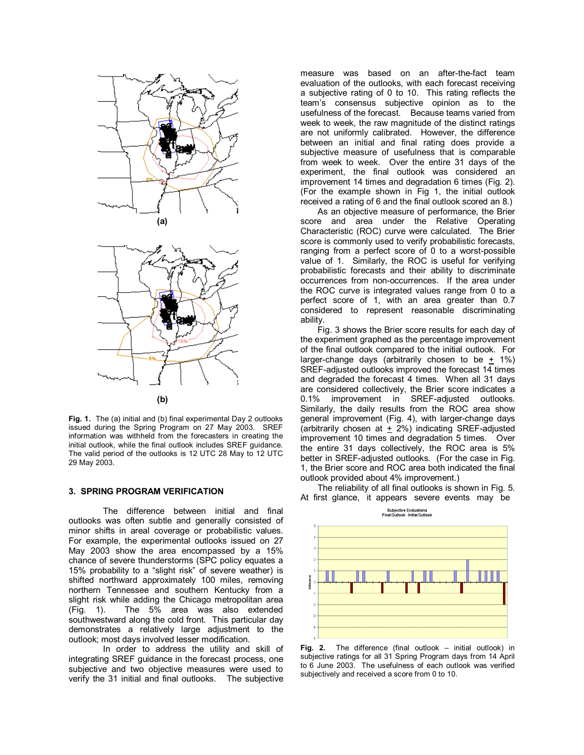**Fig. 1.** The (a) initial and (b) final experimental Day 2 outlooks issued during the Spring Program on 27 May 2003. SREF information was withheld from the forecasters in creating the initial outlook, while the final outlook includes SREF guidance. The valid period of the outlooks is 12 UTC 28 May to 12 UTC 29 May 2003.

## 3. SPRING PROGRAM VERIFICATION

The difference between initial and final outlooks was often subtle and generally consisted of minor shifts in areal coverage or probabilistic values. For example, the experimental outlooks issued on 27 May 2003 show the area encompassed by a 15% chance of severe thunderstorms (SPC policy equates a 15% probability to a "slight risk" of severe weather) is shifted northward approximately 100 miles, removing northern Tennessee and southern Kentucky from a slight risk while adding the Chicago metropolitan area (Fig. 1). The 5% area was also extended southwestward along the cold front. This particular day demonstrates a relatively large adjustment to the outlook; most days involved lesser modification.

In order to address the utility and skill of integrating SREF guidance in the forecast process, one subjective and two objective measures were used to verify the 31 initial and final outlooks. The subjective measure was based on an after-the-fact team evaluation of the outlooks, with each forecast receiving a subjective rating of 0 to 10. This rating reflects the team's consensus subjective opinion as to the usefulness of the forecast. Because teams varied from week to week, the raw magnitude of the distinct ratings are not uniformly calibrated. However, the difference between an initial and final rating does provide a subjective measure of usefulness that is comparable from week to week. Over the entire 31 days of the experiment, the final outlook was considered an improvement 14 times and degradation 6 times (Fig. 2). (For the example shown in Fig 1, the initial outlook received a rating of 6 and the final outlook scored an 8.)

As an objective measure of performance, the Brier score and area under the Relative Operating Characteristic (ROC) curve were calculated. The Brier score is commonly used to verify probabilistic forecasts, ranging from a perfect score of 0 to a worst-possible value of 1. Similarly, the ROC is useful for verifying probabilistic forecasts and their ability to discriminate occurrences from non-occurrences. If the area under the ROC curve is integrated values range from 0 to a perfect score of 1, with an area greater than 0.7 considered to represent reasonable discriminating ability.

Fig. 3 shows the Brier score results for each day of the experiment graphed as the percentage improvement of the final outlook compared to the initial outlook. For larger-change days (arbitrarily chosen to be ± 1%) SREF-adjusted outlooks improved the forecast 14 times and degraded the forecast 4 times. When all 31 days are considered collectively, the Brier score indicates a 0.1% improvement in SREF-adjusted outlooks. Similarly, the daily results from the ROC area show general improvement (Fig. 4), with larger-change days (arbitrarily chosen at ± 2%) indicating SREF-adjusted improvement 10 times and degradation 5 times. Over the entire 31 days collectively, the ROC area is 5% better in SREF-adjusted outlooks. (For the case in Fig. 1, the Brier score and ROC area both indicated the final outlook provided about 4% improvement.)

The reliability of all final outlooks is shown in Fig. 5. At first glance, it appears severe events may be

**Fig. 2.** The difference (final outlook – initial outlook) in subjective ratings for all 31 Spring Program days from 14 April to 6 June 2003. The usefulness of each outlook was verified subjectively and received a score from 0 to 10.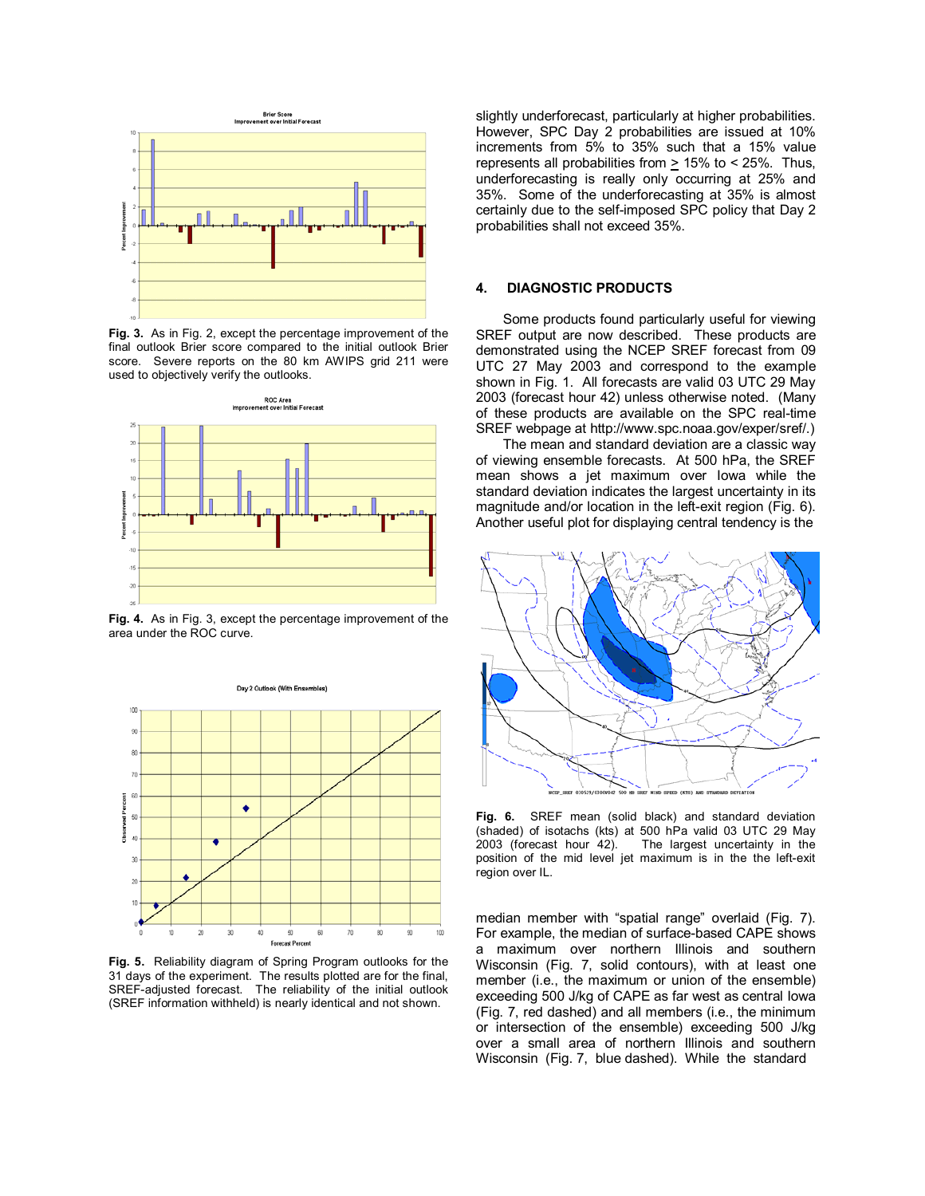**Fig. 3.** As in Fig. 2, except the percentage improvement of the final outlook Brier score compared to the initial outlook Brier score. Severe reports on the 80 km AWIPS grid 211 were used to objectively verify the outlooks.

**Fig. 4.** As in Fig. 3, except the percentage improvement of the area under the ROC curve.

**Fig. 5.** Reliability diagram of Spring Program outlooks for the 31 days of the experiment. The results plotted are for the final, SREF-adjusted forecast. The reliability of the initial outlook (SREF information withheld) is nearly identical and not shown.

slightly underforecast, particularly at higher probabilities. However, SPC Day 2 probabilities are issued at 10% increments from 5% to 35% such that a 15% value represents all probabilities from ≥ 15% to < 25%. Thus, underforecasting is really only occurring at 25% and 35%. Some of the underforecasting at 35% is almost certainly due to the self-imposed SPC policy that Day 2 probabilities shall not exceed 35%.

## 4. DIAGNOSTIC PRODUCTS

Some products found particularly useful for viewing SREF output are now described. These products are demonstrated using the NCEP SREF forecast from 09 UTC 27 May 2003 and correspond to the example shown in Fig. 1. All forecasts are valid 03 UTC 29 May 2003 (forecast hour 42) unless otherwise noted. (Many of these products are available on the SPC real-time SREF webpage at http://www.spc.noaa.gov/exper/sref/.)

The mean and standard deviation are a classic way of viewing ensemble forecasts. At 500 hPa, the SREF mean shows a jet maximum over Iowa while the standard deviation indicates the largest uncertainty in its magnitude and/or location in the left-exit region (Fig. 6). Another useful plot for displaying central tendency is the median member with "spatial range" overlaid (Fig. 7). For example, the median of surface-based CAPE shows a maximum over northern Illinois and southern Wisconsin (Fig. 7, solid contours), with at least one member (i.e., the maximum or union of the ensemble) exceeding 500 J/kg of CAPE as far west as central Iowa (Fig. 7, red dashed) and all members (i.e., the minimum or intersection of the ensemble) exceeding 500 J/kg over a small area of northern Illinois and southern Wisconsin (Fig. 7, blue dashed). While the standard

**Fig. 6.** SREF mean (solid black) and standard deviation (shaded) of isotachs (kts) at 500 hPa valid 03 UTC 29 May 2003 (forecast hour 42). The largest uncertainty in the position of the mid level jet maximum is in the the left-exit region over IL.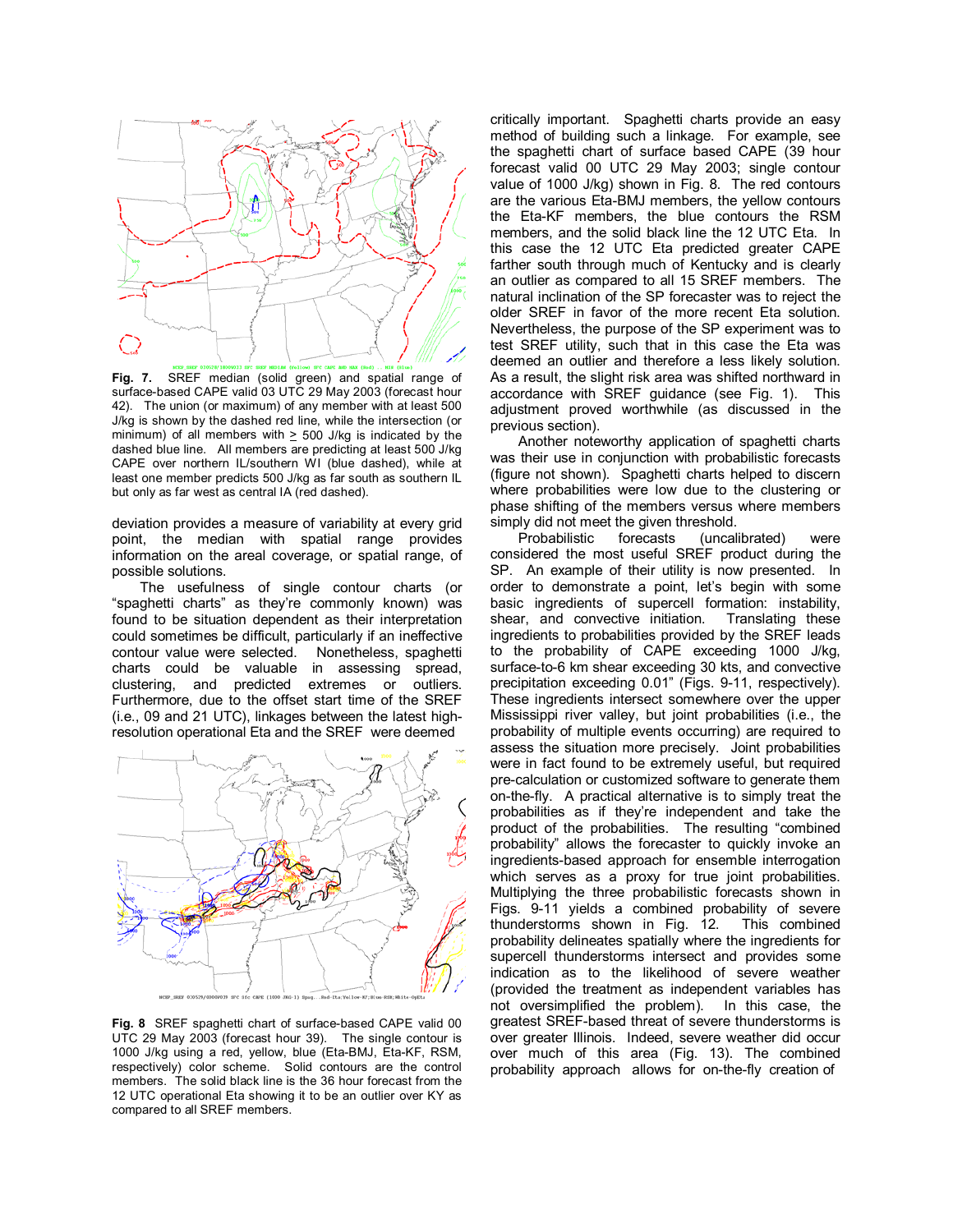**Fig. 7.** SREF median (solid green) and spatial range of surface-based CAPE valid 03 UTC 29 May 2003 (forecast hour 42). The union (or maximum) of any member with at least 500 J/kg is shown by the dashed red line, while the intersection (or minimum) of all members with ≥ 500 J/kg is indicated by the dashed blue line. All members are predicting at least 500 J/kg CAPE over northern IL/southern WI (blue dashed), while at least one member predicts 500 J/kg as far south as southern IL but only as far west as central IA (red dashed).

deviation provides a measure of variability at every grid point, the median with spatial range provides information on the areal coverage, or spatial range, of possible solutions.

The usefulness of single contour charts (or "spaghetti charts" as they're commonly known) was found to be situation dependent as their interpretation could sometimes be difficult, particularly if an ineffective contour value were selected. Nonetheless, spaghetti charts could be valuable in assessing spread, clustering, and predicted extremes or outliers. Furthermore, due to the offset start time of the SREF (i.e., 09 and 21 UTC), linkages between the latest high-resolution operational Eta and the SREF were deemed

**Fig. 8** SREF spaghetti chart of surface-based CAPE valid 00 UTC 29 May 2003 (forecast hour 39). The single contour is 1000 J/kg using a red, yellow, blue (Eta-BMJ, Eta-KF, RSM, respectively) color scheme. Solid contours are the control members. The solid black line is the 36 hour forecast from the 12 UTC operational Eta showing it to be an outlier over KY as compared to all SREF members.

critically important. Spaghetti charts provide an easy method of building such a linkage. For example, see the spaghetti chart of surface based CAPE (39 hour forecast valid 00 UTC 29 May 2003; single contour value of 1000 J/kg) shown in Fig. 8. The red contours are the various Eta-BMJ members, the yellow contours the Eta-KF members, the blue contours the RSM members, and the solid black line the 12 UTC Eta. In this case the 12 UTC Eta predicted greater CAPE farther south through much of Kentucky and is clearly an outlier as compared to all 15 SREF members. The natural inclination of the SP forecaster was to reject the older SREF in favor of the more recent Eta solution. Nevertheless, the purpose of the SP experiment was to test SREF utility, such that in this case the Eta was deemed an outlier and therefore a less likely solution. As a result, the slight risk area was shifted northward in accordance with SREF guidance (see Fig. 1). This adjustment proved worthwhile (as discussed in the previous section).

Another noteworthy application of spaghetti charts was their use in conjunction with probabilistic forecasts (figure not shown). Spaghetti charts helped to discern where probabilities were low due to the clustering or phase shifting of the members versus where members simply did not meet the given threshold.

Probabilistic forecasts (uncalibrated) were considered the most useful SREF product during the SP. An example of their utility is now presented. In order to demonstrate a point, let's begin with some basic ingredients of supercell formation: instability, shear, and convective initiation. Translating these ingredients to probabilities provided by the SREF leads to the probability of CAPE exceeding 1000 J/kg, surface-to-6 km shear exceeding 30 kts, and convective precipitation exceeding 0.01" (Figs. 9-11, respectively). These ingredients intersect somewhere over the upper Mississippi river valley, but joint probabilities (i.e., the probability of multiple events occurring) are required to assess the situation more precisely. Joint probabilities were in fact found to be extremely useful, but required pre-calculation or customized software to generate them on-the-fly. A practical alternative is to simply treat the probabilities as if they're independent and take the product of the probabilities. The resulting "combined probability" allows the forecaster to quickly invoke an ingredients-based approach for ensemble interrogation which serves as a proxy for true joint probabilities. Multiplying the three probabilistic forecasts shown in Figs. 9-11 yields a combined probability of severe thunderstorms shown in Fig. 12. This combined probability delineates spatially where the ingredients for supercell thunderstorms intersect and provides some indication as to the likelihood of severe weather (provided the treatment as independent variables has not oversimplified the problem). In this case, the greatest SREF-based threat of severe thunderstorms is over greater Illinois. Indeed, severe weather did occur over much of this area (Fig. 13). The combined probability approach allows for on-the-fly creation of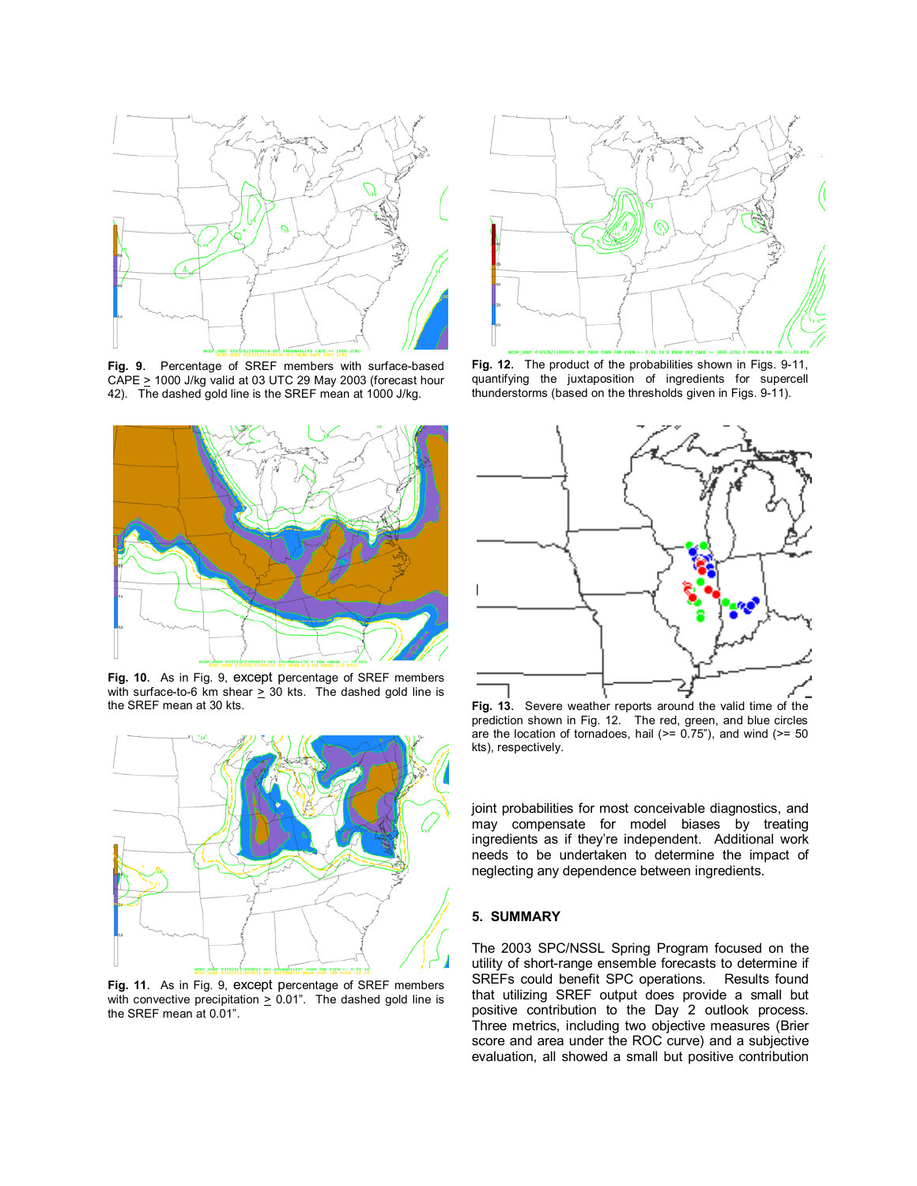**Fig. 9.** Percentage of SREF members with surface-based CAPE ≥ 1000 J/kg valid at 03 UTC 29 May 2003 (forecast hour 42). The dashed gold line is the SREF mean at 1000 J/kg.

**Fig. 10.** As in Fig. 9, except percentage of SREF members with surface-to-6 km shear ≥ 30 kts. The dashed gold line is the SREF mean at 30 kts.

**Fig. 11.** As in Fig. 9, except percentage of SREF members with convective precipitation ≥ 0.01". The dashed gold line is the SREF mean at 0.01".

**Fig. 12.** The product of the probabilities shown in Figs. 9-11, quantifying the juxtaposition of ingredients for supercell thunderstorms (based on the thresholds given in Figs. 9-11).

**Fig. 13.** Severe weather reports around the valid time of the prediction shown in Fig. 12. The red, green, and blue circles are the location of tornadoes, hail (>= 0.75"), and wind (>= 50 kts), respectively.

joint probabilities for most conceivable diagnostics, and may compensate for model biases by treating ingredients as if they're independent. Additional work needs to be undertaken to determine the impact of neglecting any dependence between ingredients.

## 5. SUMMARY

The 2003 SPC/NSSL Spring Program focused on the utility of short-range ensemble forecasts to determine if SREFs could benefit SPC operations. Results found that utilizing SREF output does provide a small but positive contribution to the Day 2 outlook process. Three metrics, including two objective measures (Brier score and area under the ROC curve) and a subjective evaluation, all showed a small but positive contribution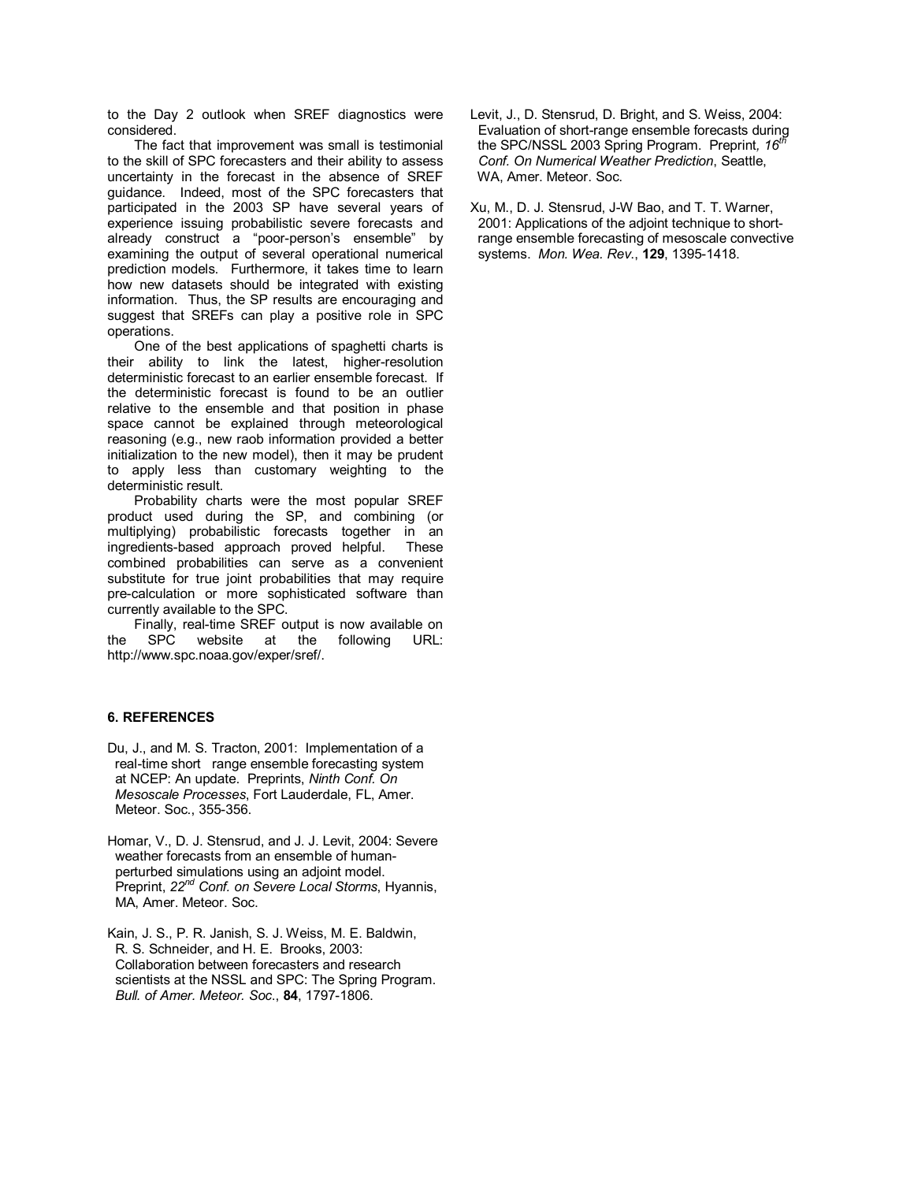to the Day 2 outlook when SREF diagnostics were considered.

The fact that improvement was small is testimonial to the skill of SPC forecasters and their ability to assess uncertainty in the forecast in the absence of SREF guidance. Indeed, most of the SPC forecasters that participated in the 2003 SP have several years of experience issuing probabilistic severe forecasts and already construct a "poor-person's ensemble" by examining the output of several operational numerical prediction models. Furthermore, it takes time to learn how new datasets should be integrated with existing information. Thus, the SP results are encouraging and suggest that SREFs can play a positive role in SPC operations.

One of the best applications of spaghetti charts is their ability to link the latest, higher-resolution deterministic forecast to an earlier ensemble forecast. If the deterministic forecast is found to be an outlier relative to the ensemble and that position in phase space cannot be explained through meteorological reasoning (e.g., new raob information provided a better initialization to the new model), then it may be prudent to apply less than customary weighting to the deterministic result.

Probability charts were the most popular SREF product used during the SP, and combining (or multiplying) probabilistic forecasts together in an ingredients-based approach proved helpful. These combined probabilities can serve as a convenient substitute for true joint probabilities that may require pre-calculation or more sophisticated software than currently available to the SPC.

Finally, real-time SREF output is now available on the SPC website at the following URL: http://www.spc.noaa.gov/exper/sref/.

## 6. REFERENCES

Du, J., and M. S. Tracton, 2001: Implementation of a real-time short range ensemble forecasting system at NCEP: An update. Preprints, *Ninth Conf. On Mesoscale Processes*, Fort Lauderdale, FL, Amer. Meteor. Soc., 355-356.

Homar, V., D. J. Stensrud, and J. J. Levit, 2004: Severe weather forecasts from an ensemble of human-perturbed simulations using an adjoint model. Preprint, *22nd Conf. on Severe Local Storms*, Hyannis, MA, Amer. Meteor. Soc.

Kain, J. S., P. R. Janish, S. J. Weiss, M. E. Baldwin, R. S. Schneider, and H. E. Brooks, 2003: Collaboration between forecasters and research scientists at the NSSL and SPC: The Spring Program. *Bull. of Amer. Meteor. Soc*., **84**, 1797-1806.

Levit, J., D. Stensrud, D. Bright, and S. Weiss, 2004: Evaluation of short-range ensemble forecasts during the SPC/NSSL 2003 Spring Program. Preprint*, 16th Conf. On Numerical Weather Prediction*, Seattle, WA, Amer. Meteor. Soc.

Xu, M., D. J. Stensrud, J-W Bao, and T. T. Warner, 2001: Applications of the adjoint technique to short-range ensemble forecasting of mesoscale convective systems. *Mon. Wea. Rev.*, **129**, 1395-1418.